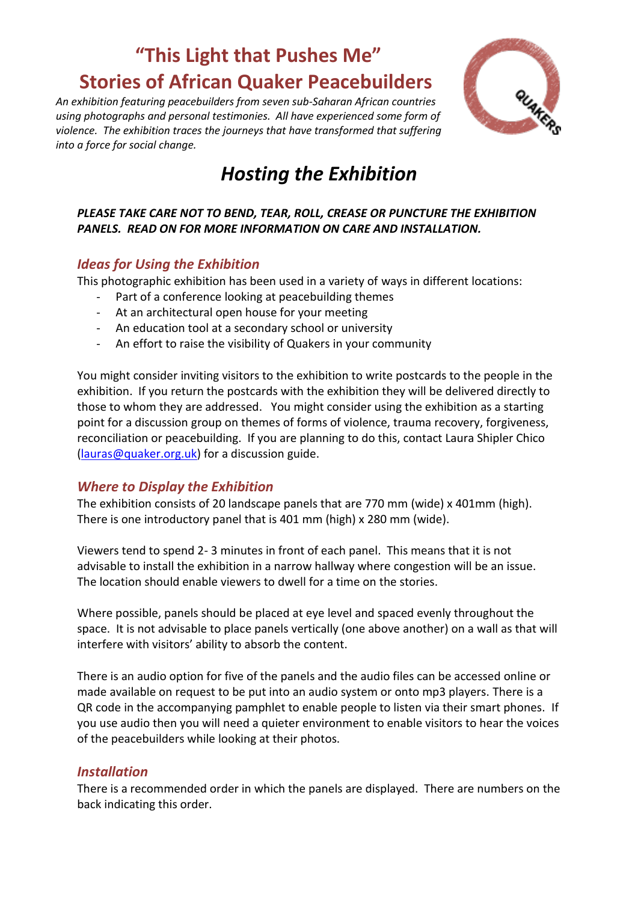# "This Light that Pushes Me"
# Stories of African Quaker Peacebuilders

*An exhibition featuring peacebuilders from seven sub-Saharan African countries using photographs and personal testimonies. All have experienced some form of violence. The exhibition traces the journeys that have transformed that suffering into a force for social change.*

## *Hosting the Exhibition*

***PLEASE TAKE CARE NOT TO BEND, TEAR, ROLL, CREASE OR PUNCTURE THE EXHIBITION PANELS. READ ON FOR MORE INFORMATION ON CARE AND INSTALLATION.***

### *Ideas for Using the Exhibition*

This photographic exhibition has been used in a variety of ways in different locations:

- Part of a conference looking at peacebuilding themes
- At an architectural open house for your meeting
- An education tool at a secondary school or university
- An effort to raise the visibility of Quakers in your community

You might consider inviting visitors to the exhibition to write postcards to the people in the exhibition. If you return the postcards with the exhibition they will be delivered directly to those to whom they are addressed. You might consider using the exhibition as a starting point for a discussion group on themes of forms of violence, trauma recovery, forgiveness, reconciliation or peacebuilding. If you are planning to do this, contact Laura Shipler Chico (lauras@quaker.org.uk) for a discussion guide.

### *Where to Display the Exhibition*

The exhibition consists of 20 landscape panels that are 770 mm (wide) x 401mm (high). There is one introductory panel that is 401 mm (high) x 280 mm (wide).

Viewers tend to spend 2- 3 minutes in front of each panel. This means that it is not advisable to install the exhibition in a narrow hallway where congestion will be an issue. The location should enable viewers to dwell for a time on the stories.

Where possible, panels should be placed at eye level and spaced evenly throughout the space. It is not advisable to place panels vertically (one above another) on a wall as that will interfere with visitors' ability to absorb the content.

There is an audio option for five of the panels and the audio files can be accessed online or made available on request to be put into an audio system or onto mp3 players. There is a QR code in the accompanying pamphlet to enable people to listen via their smart phones. If you use audio then you will need a quieter environment to enable visitors to hear the voices of the peacebuilders while looking at their photos.

### *Installation*

There is a recommended order in which the panels are displayed. There are numbers on the back indicating this order.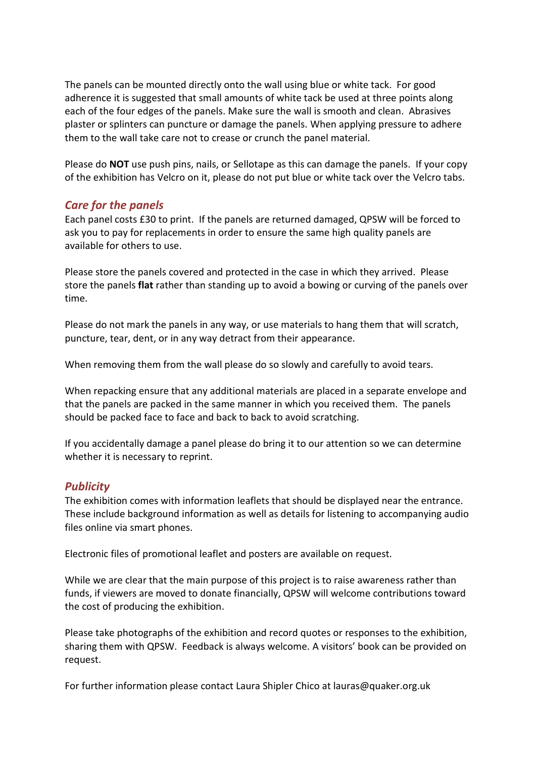The panels can be mounted directly onto the wall using blue or white tack. For good adherence it is suggested that small amounts of white tack be used at three points along each of the four edges of the panels. Make sure the wall is smooth and clean. Abrasives plaster or splinters can puncture or damage the panels. When applying pressure to adhere them to the wall take care not to crease or crunch the panel material.

Please do **NOT** use push pins, nails, or Sellotape as this can damage the panels. If your copy of the exhibition has Velcro on it, please do not put blue or white tack over the Velcro tabs.

## *Care for the panels*

Each panel costs £30 to print. If the panels are returned damaged, QPSW will be forced to ask you to pay for replacements in order to ensure the same high quality panels are available for others to use.

Please store the panels covered and protected in the case in which they arrived. Please store the panels **flat** rather than standing up to avoid a bowing or curving of the panels over time.

Please do not mark the panels in any way, or use materials to hang them that will scratch, puncture, tear, dent, or in any way detract from their appearance.

When removing them from the wall please do so slowly and carefully to avoid tears.

When repacking ensure that any additional materials are placed in a separate envelope and that the panels are packed in the same manner in which you received them. The panels should be packed face to face and back to back to avoid scratching.

If you accidentally damage a panel please do bring it to our attention so we can determine whether it is necessary to reprint.

## *Publicity*

The exhibition comes with information leaflets that should be displayed near the entrance. These include background information as well as details for listening to accompanying audio files online via smart phones.

Electronic files of promotional leaflet and posters are available on request.

While we are clear that the main purpose of this project is to raise awareness rather than funds, if viewers are moved to donate financially, QPSW will welcome contributions toward the cost of producing the exhibition.

Please take photographs of the exhibition and record quotes or responses to the exhibition, sharing them with QPSW. Feedback is always welcome. A visitors' book can be provided on request.

For further information please contact Laura Shipler Chico at lauras@quaker.org.uk